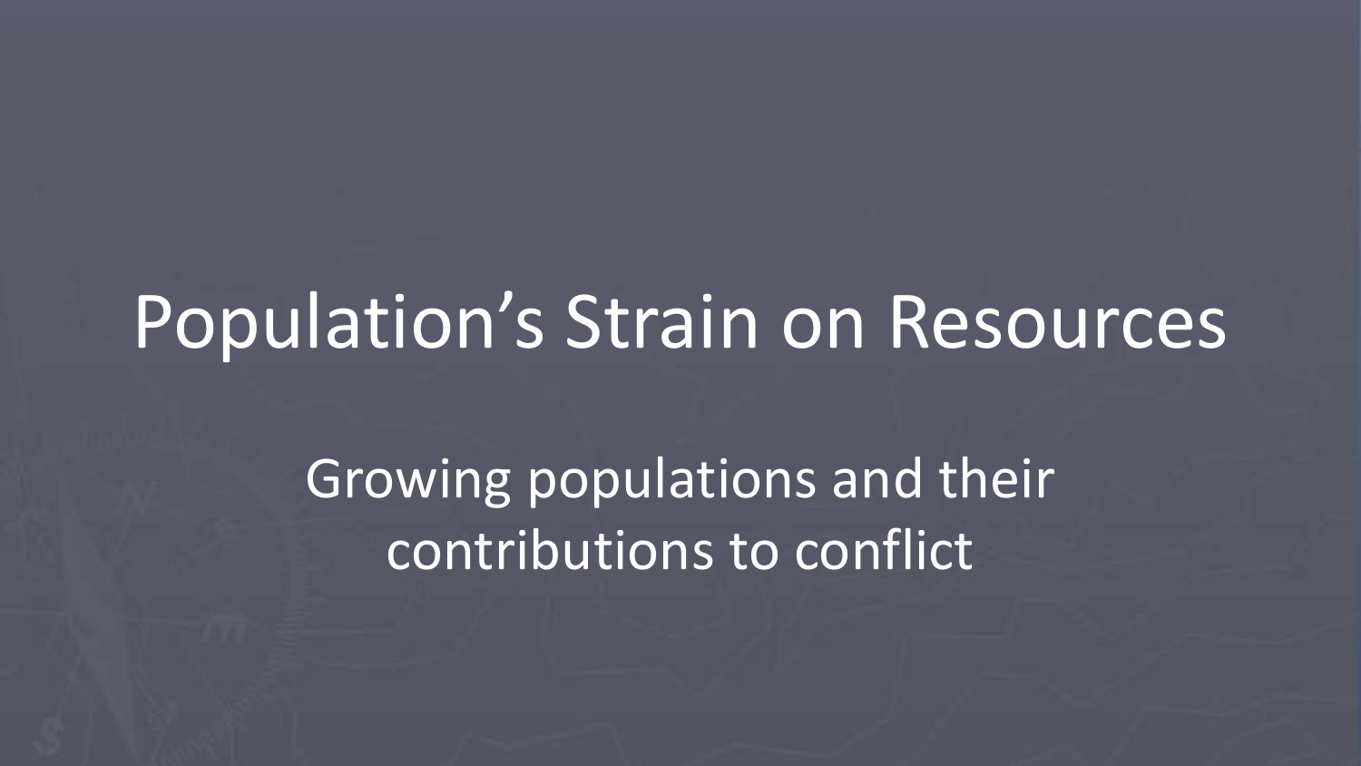# Population's Strain on Resources

Growing populations and their contributions to conflict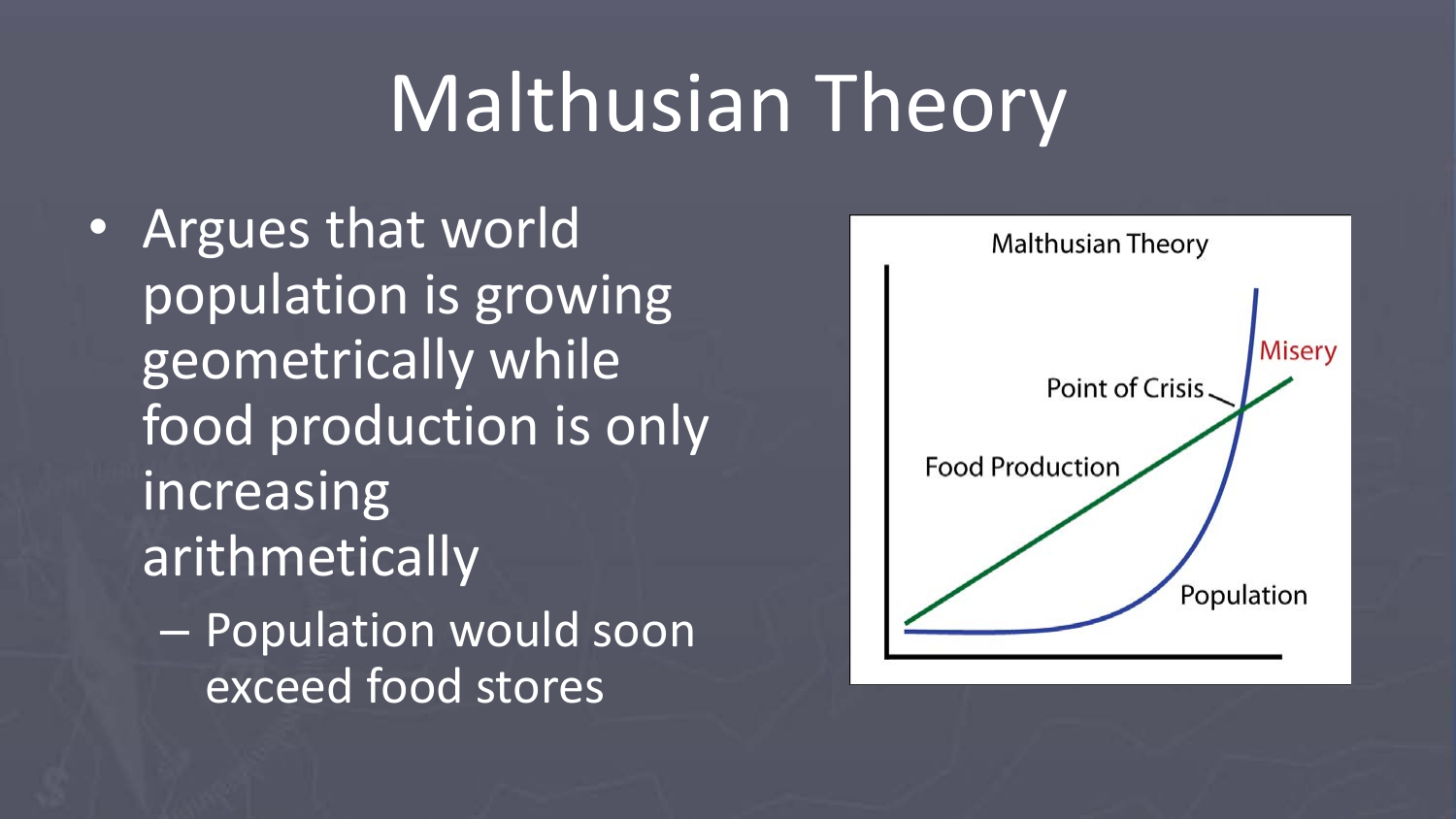# Malthusian Theory

- Argues that world population is growing geometrically while food production is only increasing arithmetically
  - Population would soon exceed food stores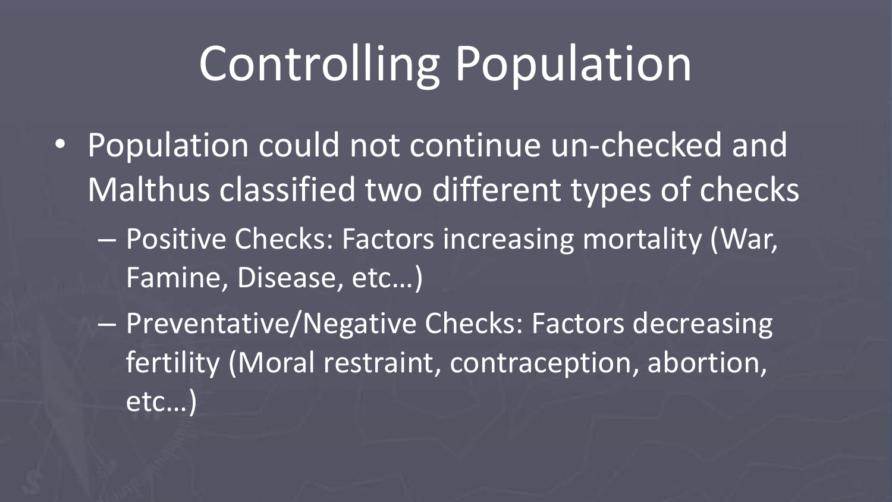# Controlling Population

- Population could not continue un-checked and Malthus classified two different types of checks
  - Positive Checks: Factors increasing mortality (War, Famine, Disease, etc…)
  - Preventative/Negative Checks: Factors decreasing fertility (Moral restraint, contraception, abortion, etc…)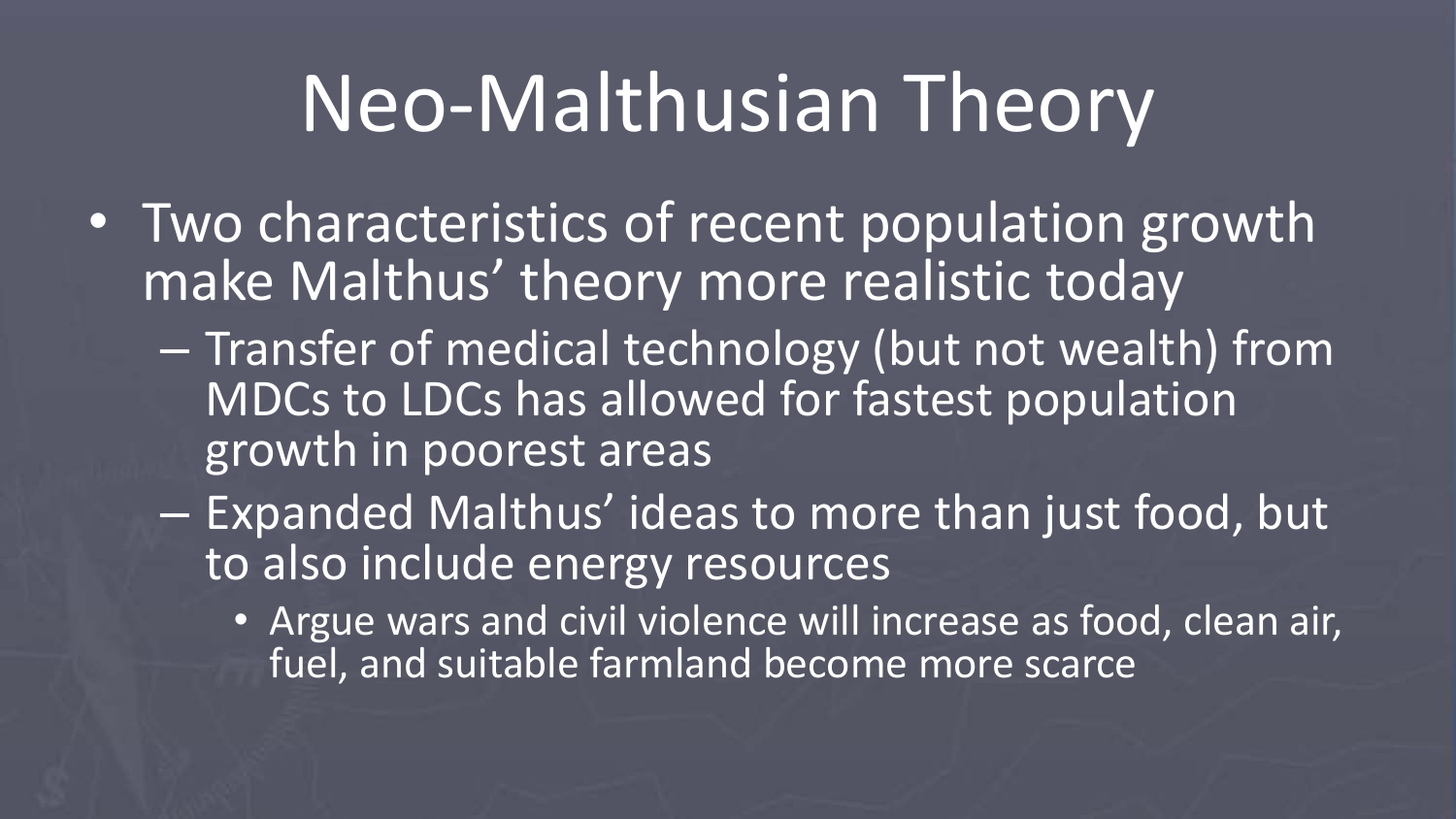# Neo-Malthusian Theory

- Two characteristics of recent population growth make Malthus' theory more realistic today
  - Transfer of medical technology (but not wealth) from MDCs to LDCs has allowed for fastest population growth in poorest areas
  - Expanded Malthus' ideas to more than just food, but to also include energy resources
    - Argue wars and civil violence will increase as food, clean air, fuel, and suitable farmland become more scarce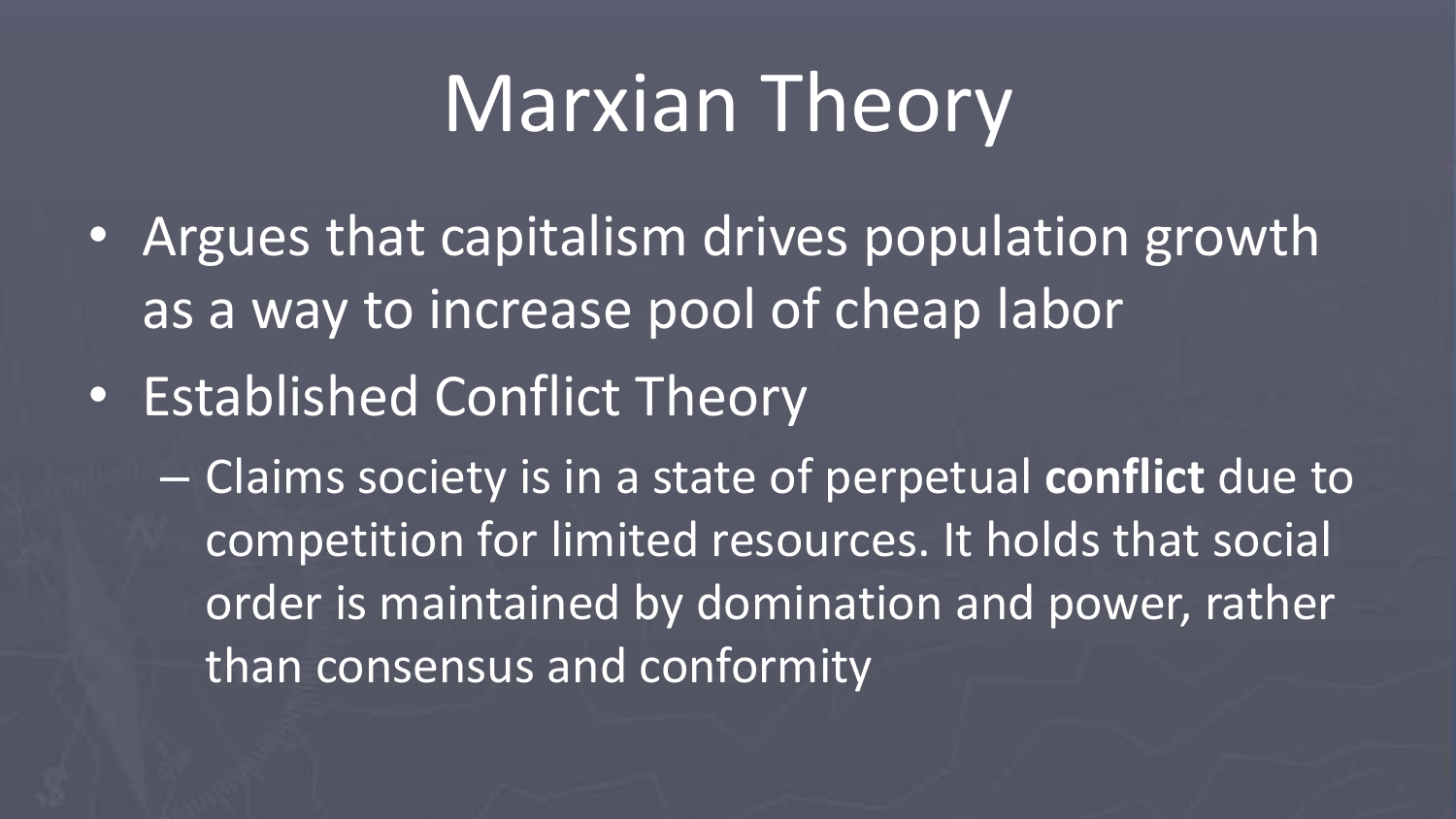# Marxian Theory

- Argues that capitalism drives population growth as a way to increase pool of cheap labor
- Established Conflict Theory
  - Claims society is in a state of perpetual **conflict** due to competition for limited resources. It holds that social order is maintained by domination and power, rather than consensus and conformity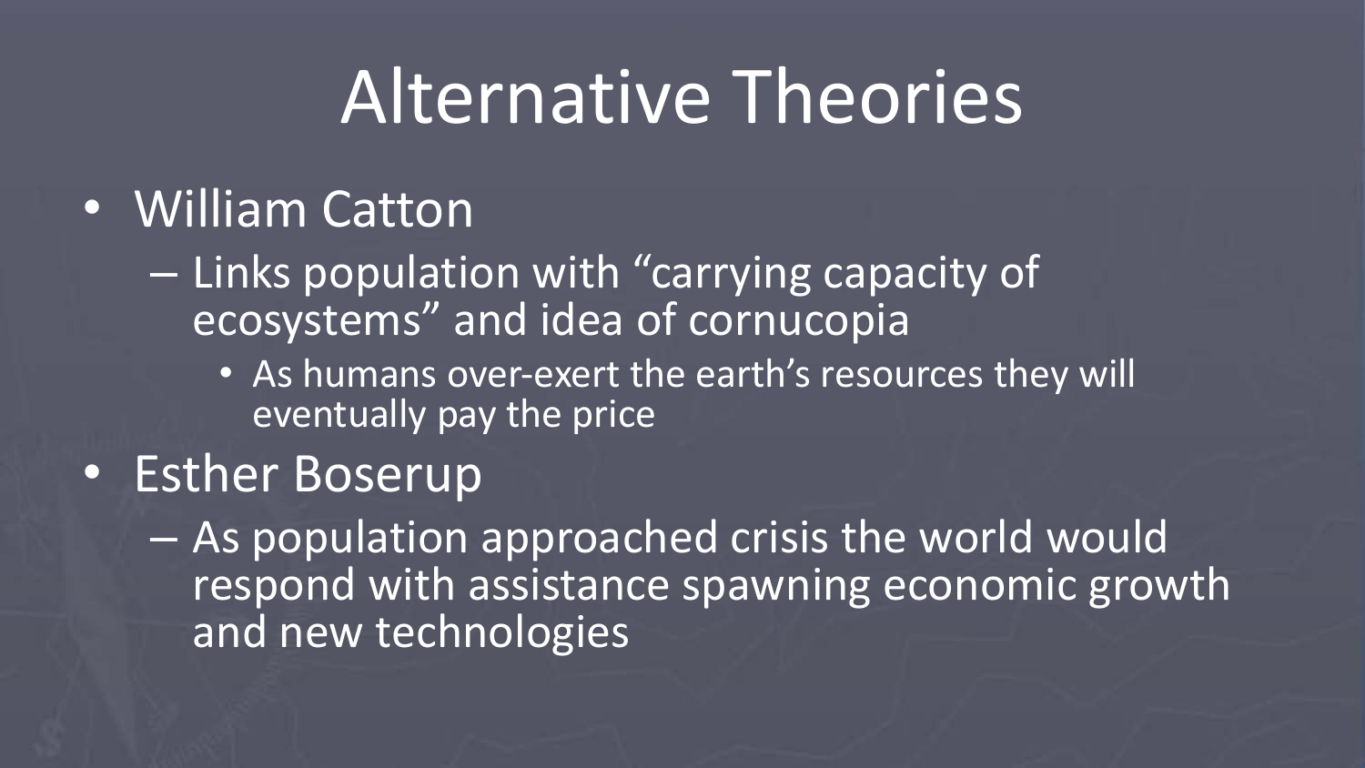# Alternative Theories

- William Catton
  - Links population with "carrying capacity of ecosystems" and idea of cornucopia
    - As humans over-exert the earth's resources they will eventually pay the price
- Esther Boserup
  - As population approached crisis the world would respond with assistance spawning economic growth and new technologies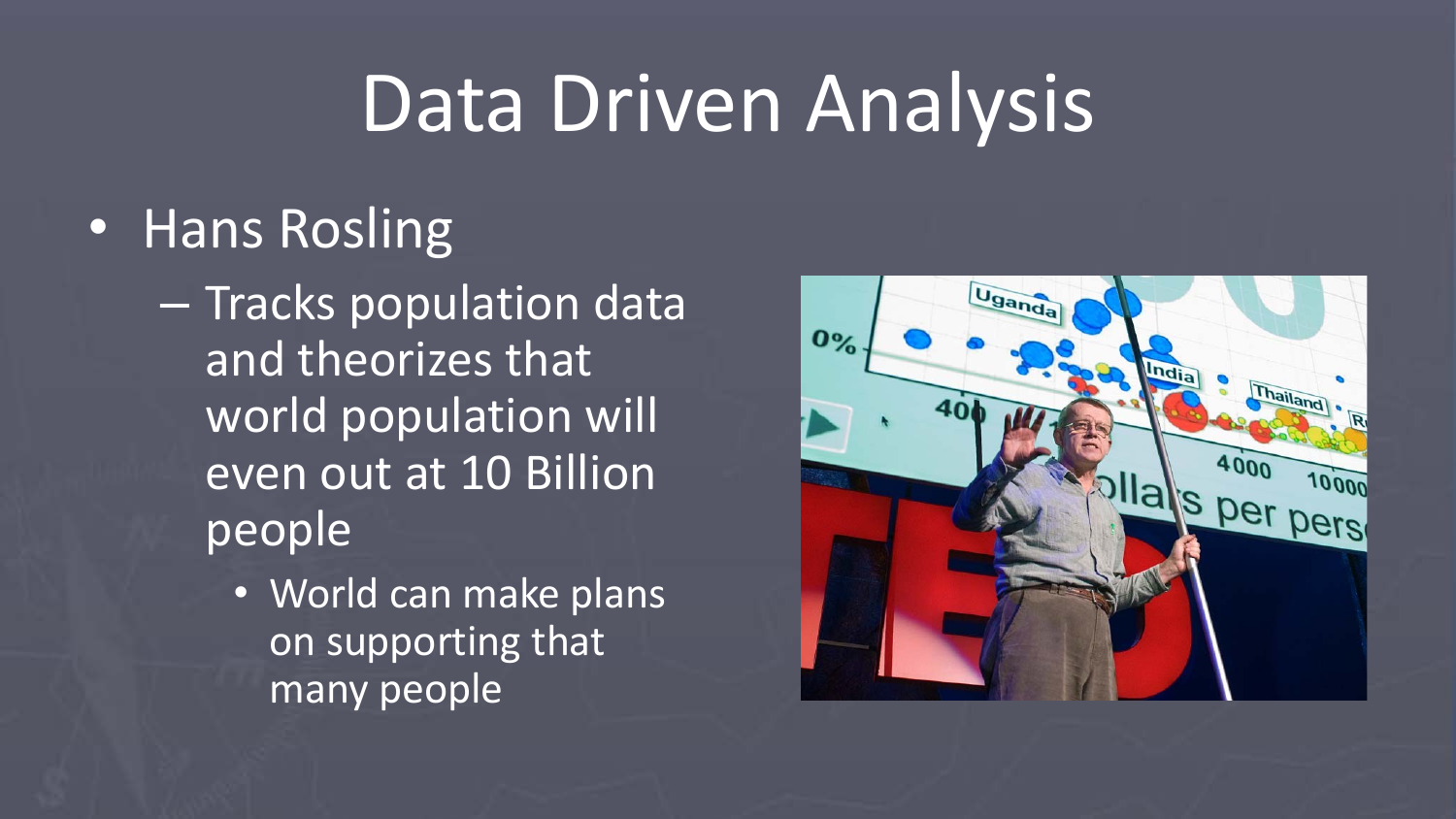# Data Driven Analysis

- Hans Rosling
  - Tracks population data and theorizes that world population will even out at 10 Billion people
    - World can make plans on supporting that many people